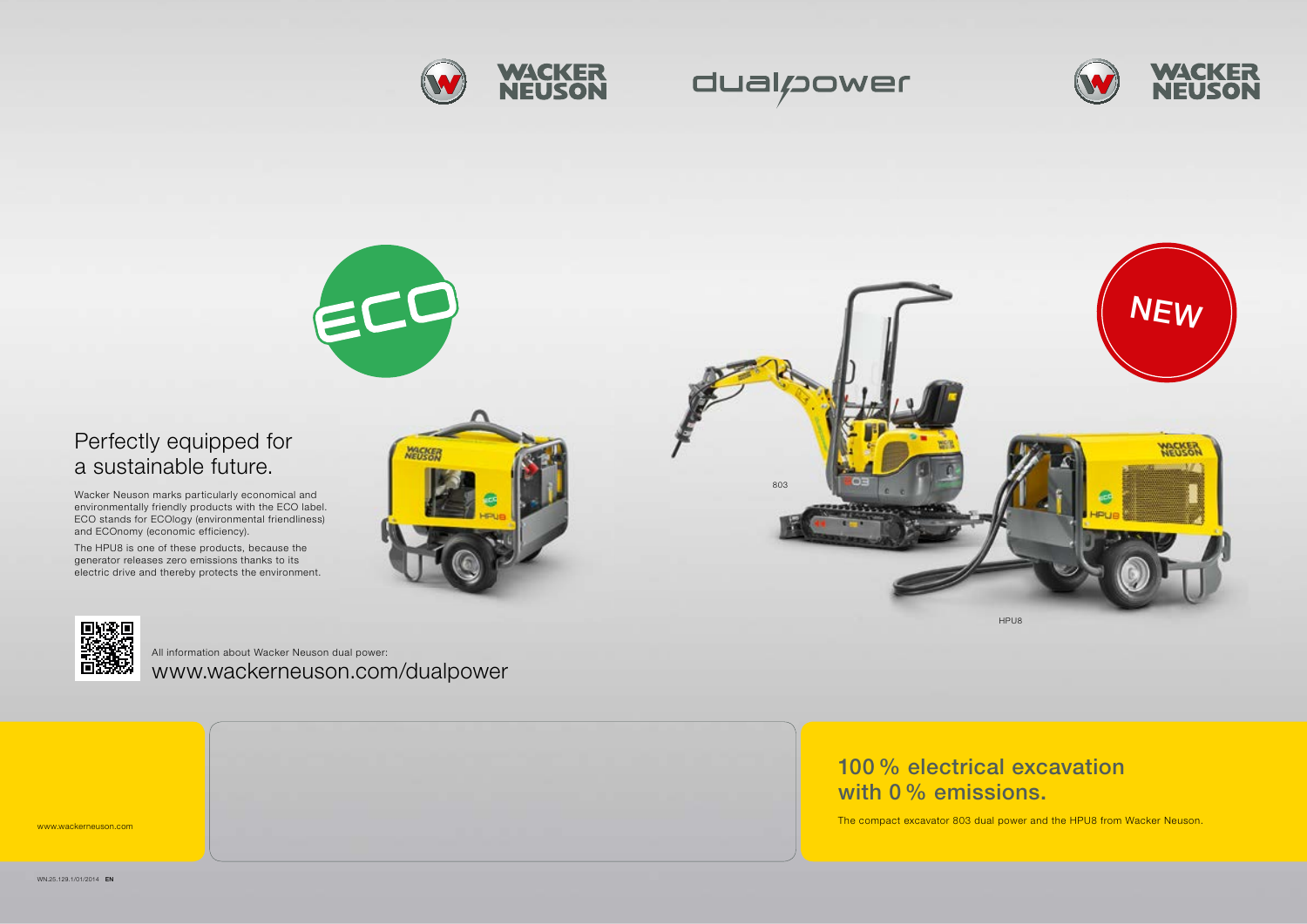# 100 % electrical excavation with 0 % emissions.

The compact excavator 803 dual power and the HPU8 from Wacker Neuson.

## Perfectly equipped for a sustainable future.

Wacker Neuson marks particularly economical and environmentally friendly products with the ECO label. ECO stands for ECOlogy (environmental friendliness) and ECOnomy (economic efficiency).

The HPU8 is one of these products, because the generator releases zero emissions thanks to its electric drive and thereby protects the environment.

803

HPU8

All information about Wacker Neuson dual power:
www.wackerneuson.com/dualpower

www.wackerneuson.com

WN.25.129.1/01/2014 **EN**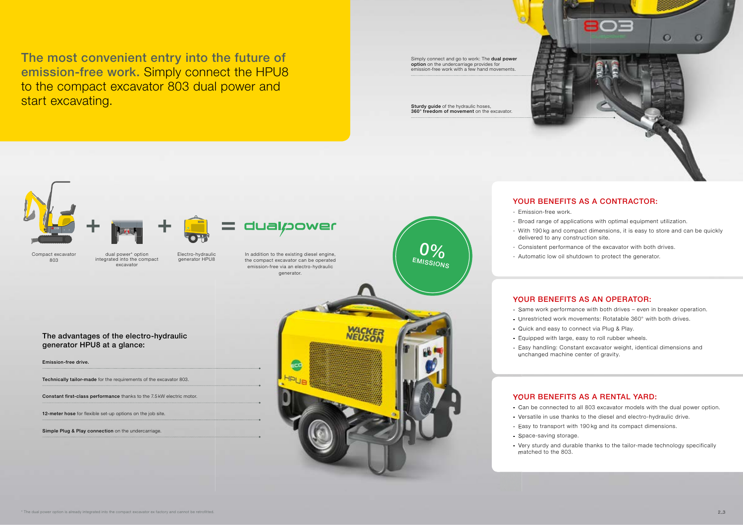# The most convenient entry into the future of emission-free work. Simply connect the HPU8 to the compact excavator 803 dual power and start excavating.

Simply connect and go to work: The **dual power option** on the undercarriage provides for emission-free work with a few hand movements.

**Sturdy guide** of the hydraulic hoses, **360° freedom of movement** on the excavator.

Compact excavator 803 + dual power* option integrated into the compact excavator + Electro-hydraulic generator HPU8 = dual power

In addition to the existing diesel engine, the compact excavator can be operated emission-free via an electro-hydraulic generator.

0% EMISSIONS

## The advantages of the electro-hydraulic generator HPU8 at a glance:

**Emission-free drive.**

**Technically tailor-made** for the requirements of the excavator 803.

**Constant first-class performance** thanks to the 7.5 kW electric motor.

**12-meter hose** for flexible set-up options on the job site.

**Simple Plug & Play connection** on the undercarriage.

## YOUR BENEFITS AS A CONTRACTOR:

- Emission-free work.
- Broad range of applications with optimal equipment utilization.
- With 190 kg and compact dimensions, it is easy to store and can be quickly delivered to any construction site.
- Consistent performance of the excavator with both drives.
- Automatic low oil shutdown to protect the generator.

## YOUR BENEFITS AS AN OPERATOR:

- Same work performance with both drives – even in breaker operation.
- Unrestricted work movements: Rotatable 360° with both drives.
- Quick and easy to connect via Plug & Play.
- Equipped with large, easy to roll rubber wheels.
- Easy handling: Constant excavator weight, identical dimensions and unchanged machine center of gravity.

## YOUR BENEFITS AS A RENTAL YARD:

- Can be connected to all 803 excavator models with the dual power option.
- Versatile in use thanks to the diesel and electro-hydraulic drive.
- Easy to transport with 190 kg and its compact dimensions.
- Space-saving storage.
- Very sturdy and durable thanks to the tailor-made technology specifically matched to the 803.

* The dual power option is already integrated into the compact excavator ex factory and cannot be retrofitted.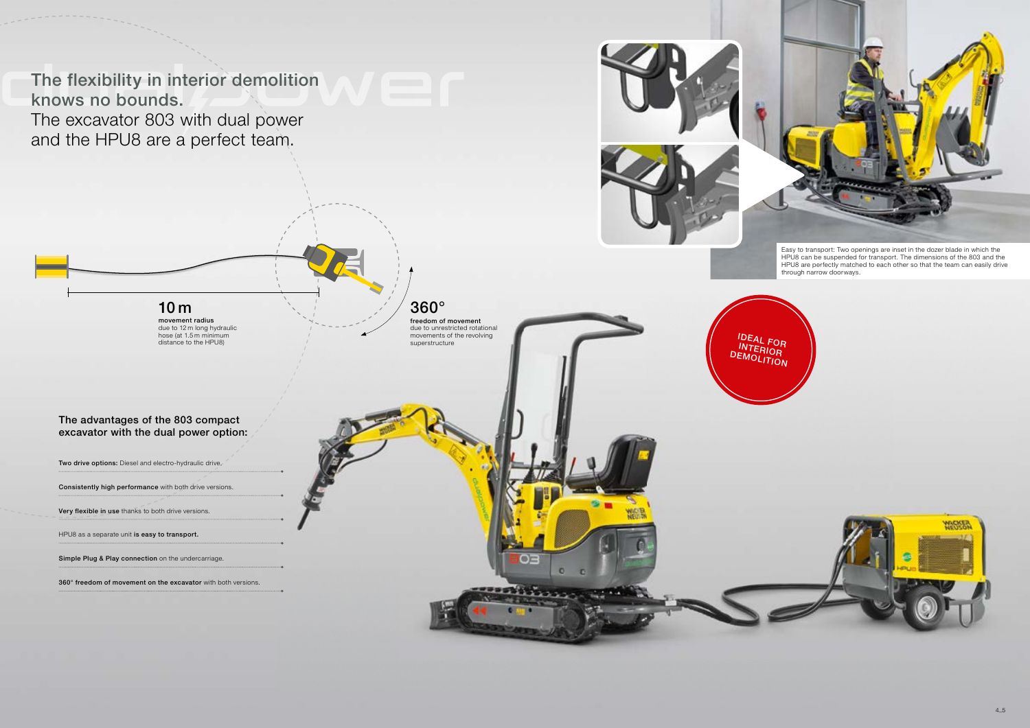# The flexibility in interior demolition knows no bounds.

The excavator 803 with dual power and the HPU8 are a perfect team.

**10 m**
**movement radius**
due to 12 m long hydraulic hose (at 1.5 m minimum distance to the HPU8)

**360°**
**freedom of movement**
due to unrestricted rotational movements of the revolving superstructure

Easy to transport: Two openings are inset in the dozer blade in which the HPU8 can be suspended for transport. The dimensions of the 803 and the HPU8 are perfectly matched to each other so that the team can easily drive through narrow doorways.

IDEAL FOR INTERIOR DEMOLITION

## The advantages of the 803 compact excavator with the dual power option:

- **Two drive options:** Diesel and electro-hydraulic drive.
- **Consistently high performance** with both drive versions.
- **Very flexible in use** thanks to both drive versions.
- HPU8 as a separate unit **is easy to transport.**
- **Simple Plug & Play connection** on the undercarriage.
- **360° freedom of movement on the excavator** with both versions.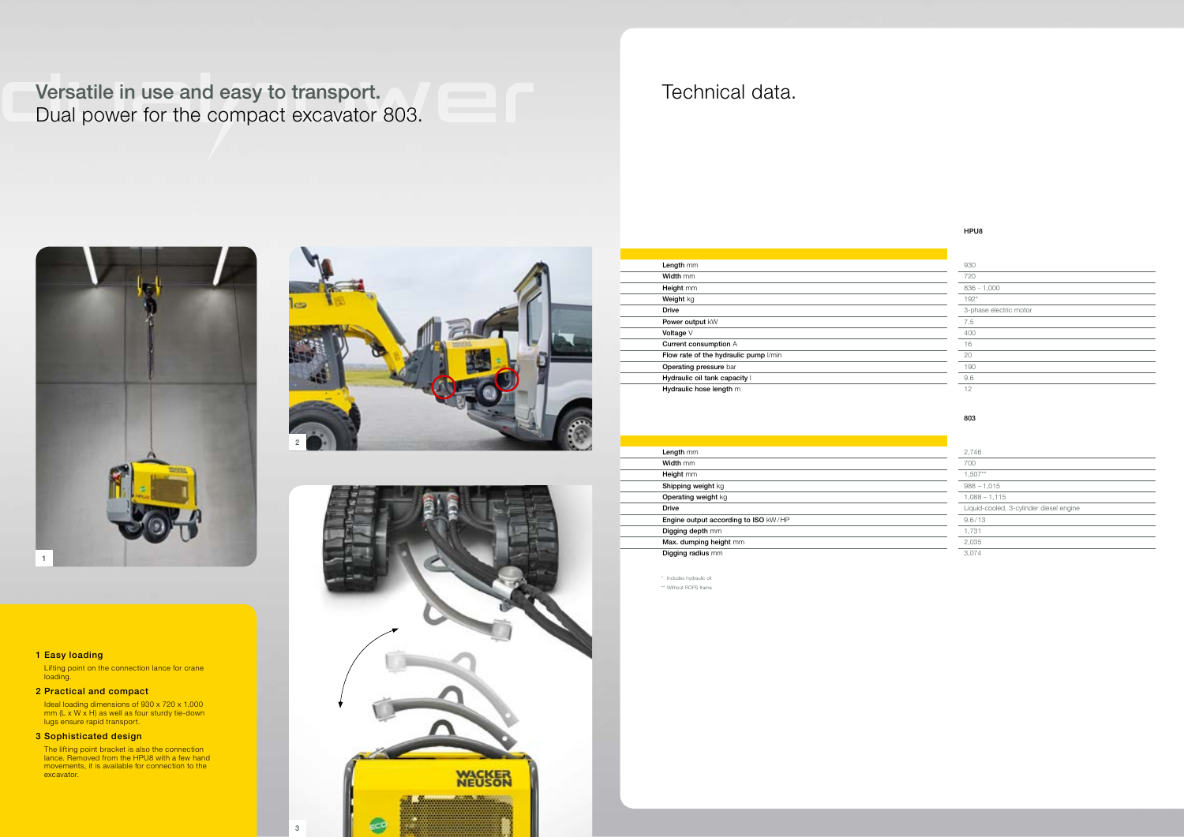# Versatile in use and easy to transport.
Dual power for the compact excavator 803.

**1 Easy loading**

Lifting point on the connection lance for crane loading.

**2 Practical and compact**

Ideal loading dimensions of 930 x 720 x 1,000 mm (L x W x H) as well as four sturdy tie-down lugs ensure rapid transport.

**3 Sophisticated design**

The lifting point bracket is also the connection lance. Removed from the HPU8 with a few hand movements, it is available for connection to the excavator.

# Technical data.

| | HPU8 |
|---|---|
| **Length** mm | 930 |
| **Width** mm | 720 |
| **Height** mm | 836 - 1,000 |
| **Weight** kg | 192* |
| **Drive** | 3-phase electric motor |
| **Power output** kW | 7.5 |
| **Voltage** V | 400 |
| **Current consumption** A | 16 |
| **Flow rate of the hydraulic pump** l/min | 20 |
| **Operating pressure** bar | 190 |
| **Hydraulic oil tank capacity** l | 9.6 |
| **Hydraulic hose length** m | 12 |

| | 803 |
|---|---|
| **Length** mm | 2,746 |
| **Width** mm | 700 |
| **Height** mm | 1,507** |
| **Shipping weight** kg | 988 – 1,015 |
| **Operating weight** kg | 1,088 – 1,115 |
| **Drive** | Liquid-cooled, 3-cylinder diesel engine |
| **Engine output according to ISO** kW/HP | 9.6/13 |
| **Digging depth** mm | 1,731 |
| **Max. dumping height** mm | 2,035 |
| **Digging radius** mm | 3,074 |

\* Includes hydraulic oil
\** Without ROPS frame